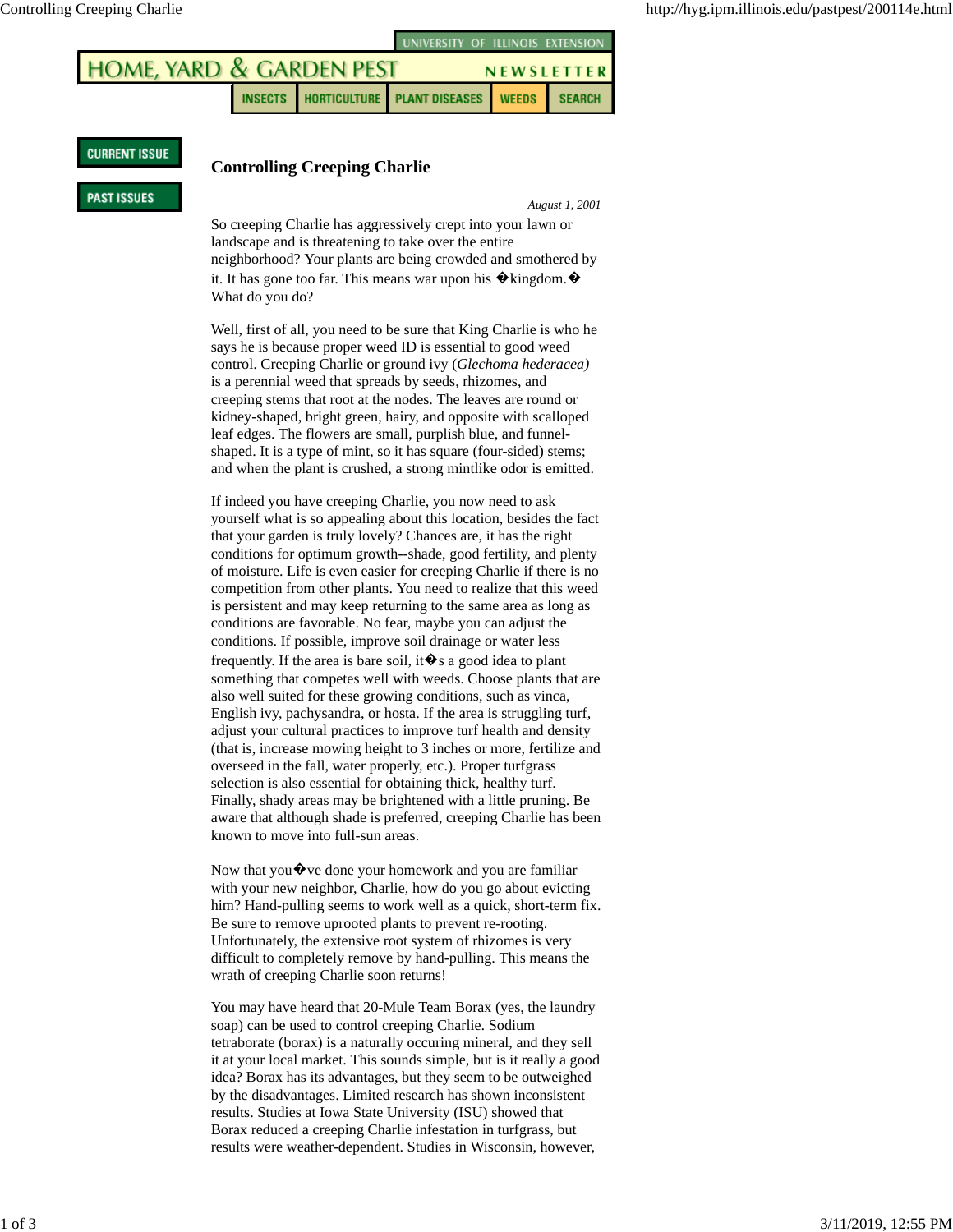UNIVERSITY OF ILLINOIS EXTENSION

HOME, YARD & GARDEN PEST NEWSLETTER

INSECTS | HORTICULTURE | PLANT DISEASES | WEEDS | SEARCH

CURRENT ISSUE

PAST ISSUES

# Controlling Creeping Charlie

*August 1, 2001*

So creeping Charlie has aggressively crept into your lawn or landscape and is threatening to take over the entire neighborhood? Your plants are being crowded and smothered by it. It has gone too far. This means war upon his �kingdom.� What do you do?

Well, first of all, you need to be sure that King Charlie is who he says he is because proper weed ID is essential to good weed control. Creeping Charlie or ground ivy (*Glechoma hederacea)* is a perennial weed that spreads by seeds, rhizomes, and creeping stems that root at the nodes. The leaves are round or kidney-shaped, bright green, hairy, and opposite with scalloped leaf edges. The flowers are small, purplish blue, and funnel-shaped. It is a type of mint, so it has square (four-sided) stems; and when the plant is crushed, a strong mintlike odor is emitted.

If indeed you have creeping Charlie, you now need to ask yourself what is so appealing about this location, besides the fact that your garden is truly lovely? Chances are, it has the right conditions for optimum growth--shade, good fertility, and plenty of moisture. Life is even easier for creeping Charlie if there is no competition from other plants. You need to realize that this weed is persistent and may keep returning to the same area as long as conditions are favorable. No fear, maybe you can adjust the conditions. If possible, improve soil drainage or water less frequently. If the area is bare soil, it�s a good idea to plant something that competes well with weeds. Choose plants that are also well suited for these growing conditions, such as vinca, English ivy, pachysandra, or hosta. If the area is struggling turf, adjust your cultural practices to improve turf health and density (that is, increase mowing height to 3 inches or more, fertilize and overseed in the fall, water properly, etc.). Proper turfgrass selection is also essential for obtaining thick, healthy turf. Finally, shady areas may be brightened with a little pruning. Be aware that although shade is preferred, creeping Charlie has been known to move into full-sun areas.

Now that you�ve done your homework and you are familiar with your new neighbor, Charlie, how do you go about evicting him? Hand-pulling seems to work well as a quick, short-term fix. Be sure to remove uprooted plants to prevent re-rooting. Unfortunately, the extensive root system of rhizomes is very difficult to completely remove by hand-pulling. This means the wrath of creeping Charlie soon returns!

You may have heard that 20-Mule Team Borax (yes, the laundry soap) can be used to control creeping Charlie. Sodium tetraborate (borax) is a naturally occuring mineral, and they sell it at your local market. This sounds simple, but is it really a good idea? Borax has its advantages, but they seem to be outweighed by the disadvantages. Limited research has shown inconsistent results. Studies at Iowa State University (ISU) showed that Borax reduced a creeping Charlie infestation in turfgrass, but results were weather-dependent. Studies in Wisconsin, however,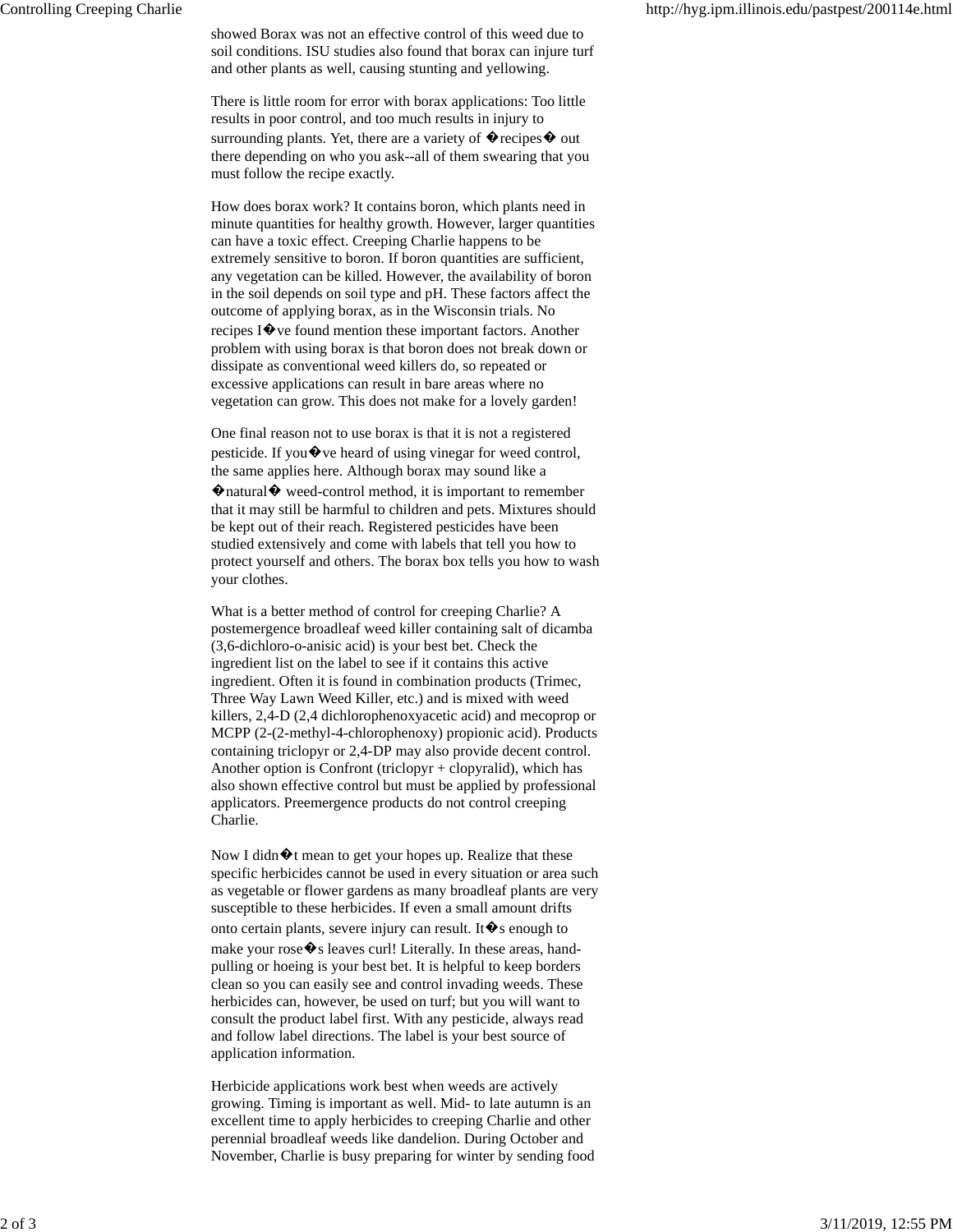showed Borax was not an effective control of this weed due to soil conditions. ISU studies also found that borax can injure turf and other plants as well, causing stunting and yellowing.

There is little room for error with borax applications: Too little results in poor control, and too much results in injury to surrounding plants. Yet, there are a variety of �recipes� out there depending on who you ask--all of them swearing that you must follow the recipe exactly.

How does borax work? It contains boron, which plants need in minute quantities for healthy growth. However, larger quantities can have a toxic effect. Creeping Charlie happens to be extremely sensitive to boron. If boron quantities are sufficient, any vegetation can be killed. However, the availability of boron in the soil depends on soil type and pH. These factors affect the outcome of applying borax, as in the Wisconsin trials. No recipes I�ve found mention these important factors. Another problem with using borax is that boron does not break down or dissipate as conventional weed killers do, so repeated or excessive applications can result in bare areas where no vegetation can grow. This does not make for a lovely garden!

One final reason not to use borax is that it is not a registered pesticide. If you�ve heard of using vinegar for weed control, the same applies here. Although borax may sound like a �natural� weed-control method, it is important to remember that it may still be harmful to children and pets. Mixtures should be kept out of their reach. Registered pesticides have been studied extensively and come with labels that tell you how to protect yourself and others. The borax box tells you how to wash your clothes.

What is a better method of control for creeping Charlie? A postemergence broadleaf weed killer containing salt of dicamba (3,6-dichloro-o-anisic acid) is your best bet. Check the ingredient list on the label to see if it contains this active ingredient. Often it is found in combination products (Trimec, Three Way Lawn Weed Killer, etc.) and is mixed with weed killers, 2,4-D (2,4 dichlorophenoxyacetic acid) and mecoprop or MCPP (2-(2-methyl-4-chlorophenoxy) propionic acid). Products containing triclopyr or 2,4-DP may also provide decent control. Another option is Confront (triclopyr + clopyralid), which has also shown effective control but must be applied by professional applicators. Preemergence products do not control creeping Charlie.

Now I didn�t mean to get your hopes up. Realize that these specific herbicides cannot be used in every situation or area such as vegetable or flower gardens as many broadleaf plants are very susceptible to these herbicides. If even a small amount drifts onto certain plants, severe injury can result. It�s enough to make your rose�s leaves curl! Literally. In these areas, hand-pulling or hoeing is your best bet. It is helpful to keep borders clean so you can easily see and control invading weeds. These herbicides can, however, be used on turf; but you will want to consult the product label first. With any pesticide, always read and follow label directions. The label is your best source of application information.

Herbicide applications work best when weeds are actively growing. Timing is important as well. Mid- to late autumn is an excellent time to apply herbicides to creeping Charlie and other perennial broadleaf weeds like dandelion. During October and November, Charlie is busy preparing for winter by sending food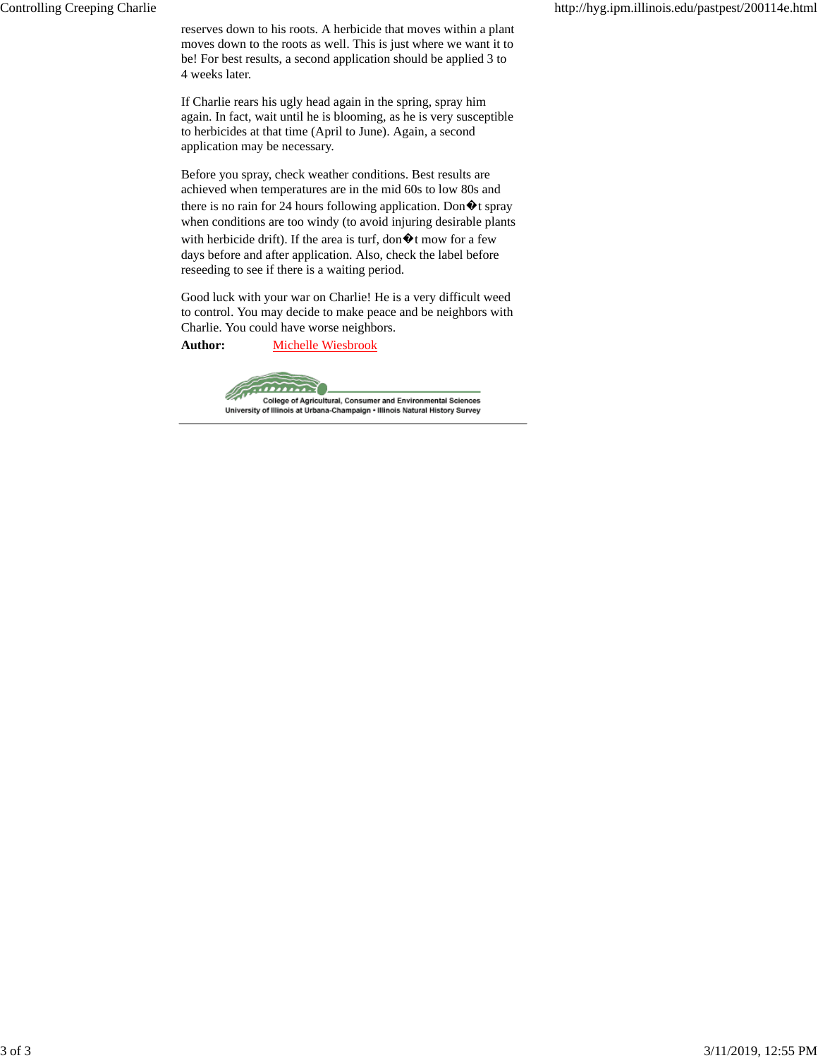reserves down to his roots. A herbicide that moves within a plant moves down to the roots as well. This is just where we want it to be! For best results, a second application should be applied 3 to 4 weeks later.

If Charlie rears his ugly head again in the spring, spray him again. In fact, wait until he is blooming, as he is very susceptible to herbicides at that time (April to June). Again, a second application may be necessary.

Before you spray, check weather conditions. Best results are achieved when temperatures are in the mid 60s to low 80s and there is no rain for 24 hours following application. Don�t spray when conditions are too windy (to avoid injuring desirable plants with herbicide drift). If the area is turf, don�t mow for a few days before and after application. Also, check the label before reseeding to see if there is a waiting period.

Good luck with your war on Charlie! He is a very difficult weed to control. You may decide to make peace and be neighbors with Charlie. You could have worse neighbors.

**Author:** Michelle Wiesbrook

College of Agricultural, Consumer and Environmental Sciences
University of Illinois at Urbana-Champaign • Illinois Natural History Survey